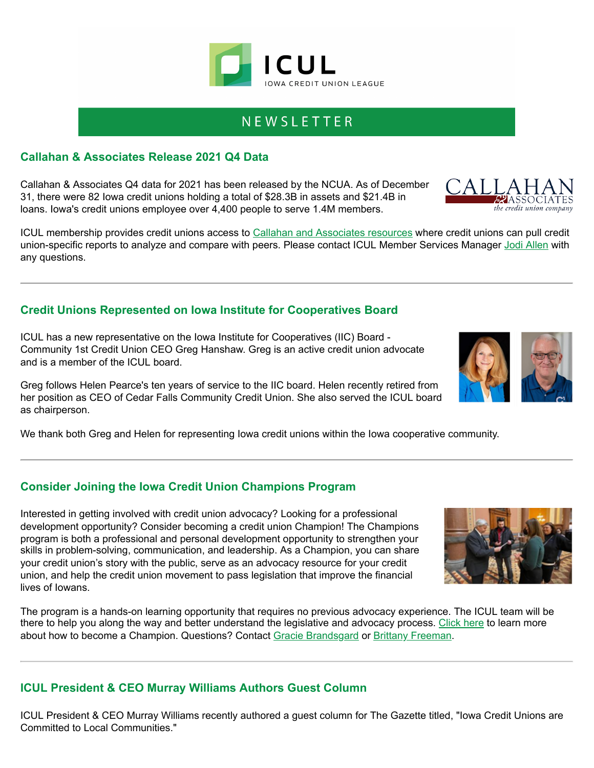# ICUL

IOWA CREDIT UNION LEAGUE

NEWSLETTER

## Callahan & Associates Release 2021 Q4 Data

Callahan & Associates Q4 data for 2021 has been released by the NCUA. As of December 31, there were 82 Iowa credit unions holding a total of $28.3B in assets and $21.4B in loans. Iowa's credit unions employee over 4,400 people to serve 1.4M members.

ICUL membership provides credit unions access to Callahan and Associates resources where credit unions can pull credit union-specific reports to analyze and compare with peers. Please contact ICUL Member Services Manager Jodi Allen with any questions.

---

## Credit Unions Represented on Iowa Institute for Cooperatives Board

ICUL has a new representative on the Iowa Institute for Cooperatives (IIC) Board - Community 1st Credit Union CEO Greg Hanshaw. Greg is an active credit union advocate and is a member of the ICUL board.

Greg follows Helen Pearce's ten years of service to the IIC board. Helen recently retired from her position as CEO of Cedar Falls Community Credit Union. She also served the ICUL board as chairperson.

We thank both Greg and Helen for representing Iowa credit unions within the Iowa cooperative community.

---

## Consider Joining the Iowa Credit Union Champions Program

Interested in getting involved with credit union advocacy? Looking for a professional development opportunity? Consider becoming a credit union Champion! The Champions program is both a professional and personal development opportunity to strengthen your skills in problem-solving, communication, and leadership. As a Champion, you can share your credit union's story with the public, serve as an advocacy resource for your credit union, and help the credit union movement to pass legislation that improve the financial lives of Iowans.

The program is a hands-on learning opportunity that requires no previous advocacy experience. The ICUL team will be there to help you along the way and better understand the legislative and advocacy process. Click here to learn more about how to become a Champion. Questions? Contact Gracie Brandsgard or Brittany Freeman.

---

## ICUL President & CEO Murray Williams Authors Guest Column

ICUL President & CEO Murray Williams recently authored a guest column for The Gazette titled, "Iowa Credit Unions are Committed to Local Communities."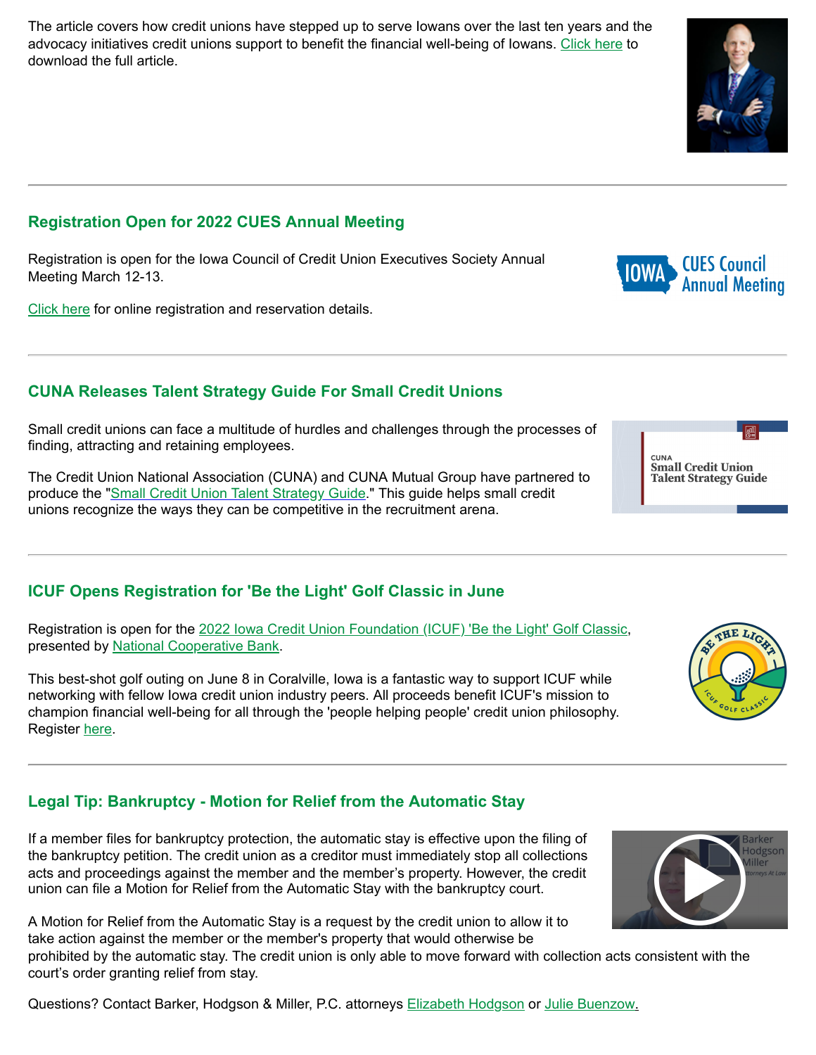The article covers how credit unions have stepped up to serve Iowans over the last ten years and the advocacy initiatives credit unions support to benefit the financial well-being of Iowans. Click here to download the full article.

---

## Registration Open for 2022 CUES Annual Meeting

Registration is open for the Iowa Council of Credit Union Executives Society Annual Meeting March 12-13.

Click here for online registration and reservation details.

---

## CUNA Releases Talent Strategy Guide For Small Credit Unions

Small credit unions can face a multitude of hurdles and challenges through the processes of finding, attracting and retaining employees.

The Credit Union National Association (CUNA) and CUNA Mutual Group have partnered to produce the "Small Credit Union Talent Strategy Guide." This guide helps small credit unions recognize the ways they can be competitive in the recruitment arena.

---

## ICUF Opens Registration for 'Be the Light' Golf Classic in June

Registration is open for the 2022 Iowa Credit Union Foundation (ICUF) 'Be the Light' Golf Classic, presented by National Cooperative Bank.

This best-shot golf outing on June 8 in Coralville, Iowa is a fantastic way to support ICUF while networking with fellow Iowa credit union industry peers. All proceeds benefit ICUF's mission to champion financial well-being for all through the 'people helping people' credit union philosophy. Register here.

---

## Legal Tip: Bankruptcy - Motion for Relief from the Automatic Stay

If a member files for bankruptcy protection, the automatic stay is effective upon the filing of the bankruptcy petition. The credit union as a creditor must immediately stop all collections acts and proceedings against the member and the member's property. However, the credit union can file a Motion for Relief from the Automatic Stay with the bankruptcy court.

A Motion for Relief from the Automatic Stay is a request by the credit union to allow it to take action against the member or the member's property that would otherwise be prohibited by the automatic stay. The credit union is only able to move forward with collection acts consistent with the court's order granting relief from stay.

Questions? Contact Barker, Hodgson & Miller, P.C. attorneys Elizabeth Hodgson or Julie Buenzow.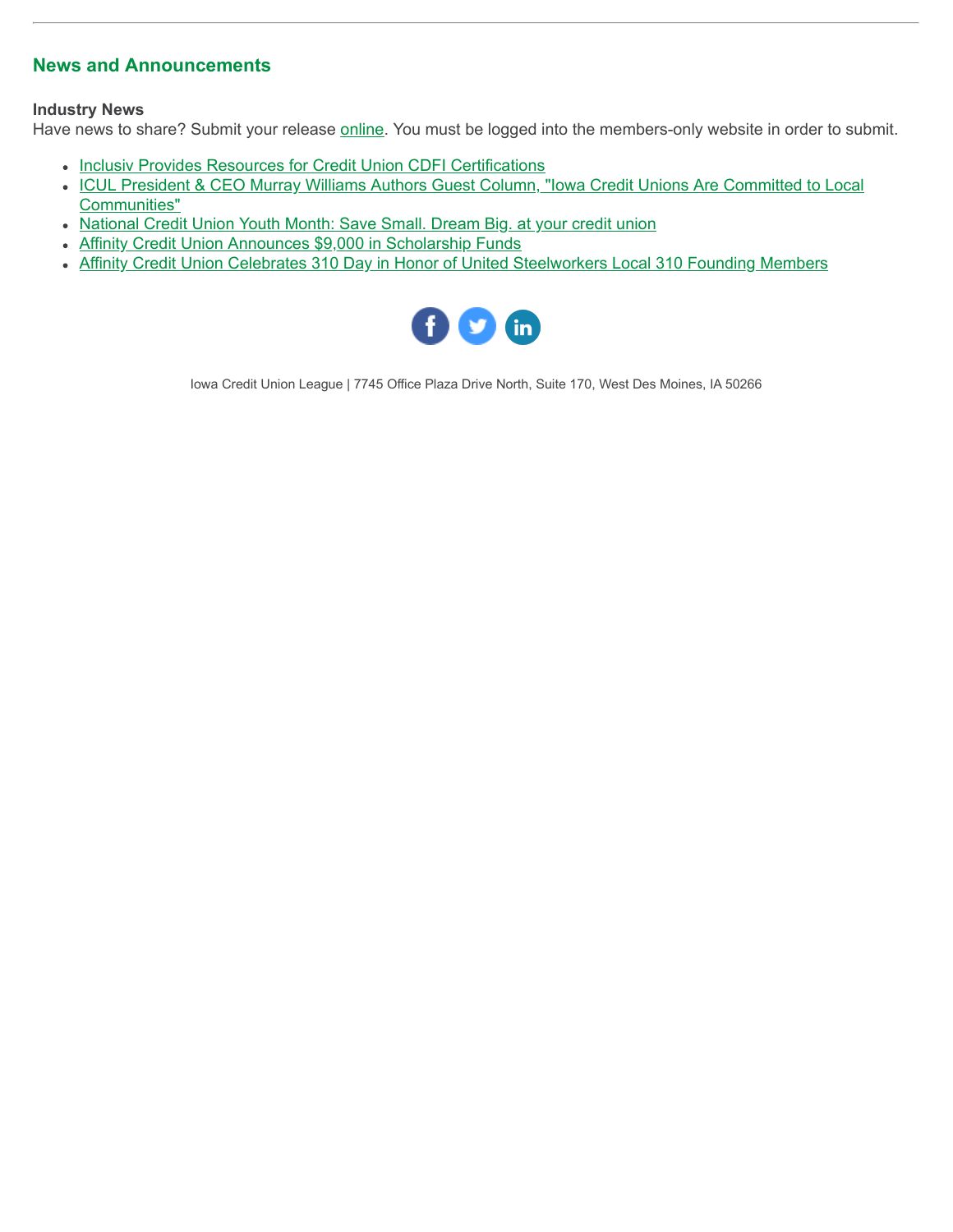---

## News and Announcements

**Industry News**
Have news to share? Submit your release online. You must be logged into the members-only website in order to submit.

- Inclusiv Provides Resources for Credit Union CDFI Certifications
- ICUL President & CEO Murray Williams Authors Guest Column, "Iowa Credit Unions Are Committed to Local Communities"
- National Credit Union Youth Month: Save Small. Dream Big. at your credit union
- Affinity Credit Union Announces $9,000 in Scholarship Funds
- Affinity Credit Union Celebrates 310 Day in Honor of United Steelworkers Local 310 Founding Members

Iowa Credit Union League | 7745 Office Plaza Drive North, Suite 170, West Des Moines, IA 50266